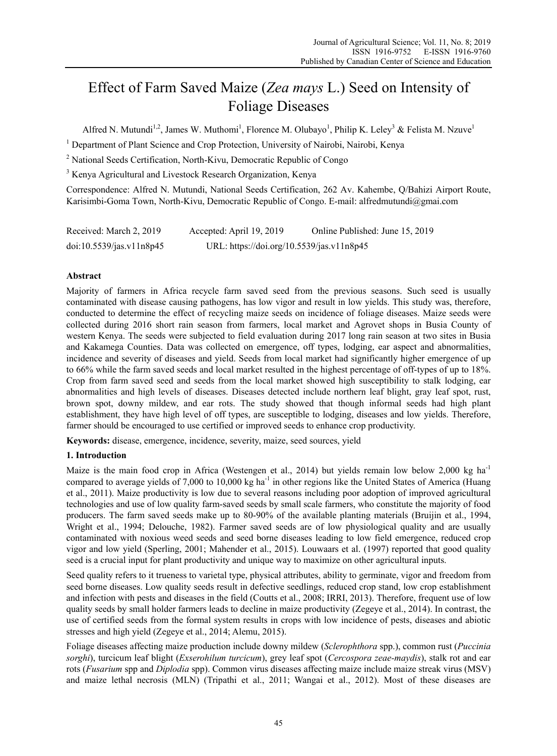# Effect of Farm Saved Maize (*Zea mays* L.) Seed on Intensity of Foliage Diseases

Alfred N. Mutundi[1,2], James W. Muthomi[1], Florence M. Olubayo[1], Philip K. Leley[3] & Felista M. Nzuve[1]

[1] Department of Plant Science and Crop Protection, University of Nairobi, Nairobi, Kenya

[2] National Seeds Certification, North-Kivu, Democratic Republic of Congo

[3] Kenya Agricultural and Livestock Research Organization, Kenya

Correspondence: Alfred N. Mutundi, National Seeds Certification, 262 Av. Kahembe, Q/Bahizi Airport Route, Karisimbi-Goma Town, North-Kivu, Democratic Republic of Congo. E-mail: alfredmutundi@gmai.com

Received: March 2, 2019 Accepted: April 19, 2019 Online Published: June 15, 2019

doi:10.5539/jas.v11n8p45 URL: https://doi.org/10.5539/jas.v11n8p45

## Abstract

Majority of farmers in Africa recycle farm saved seed from the previous seasons. Such seed is usually contaminated with disease causing pathogens, has low vigor and result in low yields. This study was, therefore, conducted to determine the effect of recycling maize seeds on incidence of foliage diseases. Maize seeds were collected during 2016 short rain season from farmers, local market and Agrovet shops in Busia County of western Kenya. The seeds were subjected to field evaluation during 2017 long rain season at two sites in Busia and Kakamega Counties. Data was collected on emergence, off types, lodging, ear aspect and abnormalities, incidence and severity of diseases and yield. Seeds from local market had significantly higher emergence of up to 66% while the farm saved seeds and local market resulted in the highest percentage of off-types of up to 18%. Crop from farm saved seed and seeds from the local market showed high susceptibility to stalk lodging, ear abnormalities and high levels of diseases. Diseases detected include northern leaf blight, gray leaf spot, rust, brown spot, downy mildew, and ear rots. The study showed that though informal seeds had high plant establishment, they have high level of off types, are susceptible to lodging, diseases and low yields. Therefore, farmer should be encouraged to use certified or improved seeds to enhance crop productivity.

**Keywords:** disease, emergence, incidence, severity, maize, seed sources, yield

## 1. Introduction

Maize is the main food crop in Africa (Westengen et al., 2014) but yields remain low below 2,000 kg ha$^{-1}$ compared to average yields of 7,000 to 10,000 kg ha$^{-1}$ in other regions like the United States of America (Huang et al., 2011). Maize productivity is low due to several reasons including poor adoption of improved agricultural technologies and use of low quality farm-saved seeds by small scale farmers, who constitute the majority of food producers. The farm saved seeds make up to 80-90% of the available planting materials (Bruijin et al., 1994, Wright et al., 1994; Delouche, 1982). Farmer saved seeds are of low physiological quality and are usually contaminated with noxious weed seeds and seed borne diseases leading to low field emergence, reduced crop vigor and low yield (Sperling, 2001; Mahender et al., 2015). Louwaars et al. (1997) reported that good quality seed is a crucial input for plant productivity and unique way to maximize on other agricultural inputs.

Seed quality refers to it trueness to varietal type, physical attributes, ability to germinate, vigor and freedom from seed borne diseases. Low quality seeds result in defective seedlings, reduced crop stand, low crop establishment and infection with pests and diseases in the field (Coutts et al., 2008; IRRI, 2013). Therefore, frequent use of low quality seeds by small holder farmers leads to decline in maize productivity (Zegeye et al., 2014). In contrast, the use of certified seeds from the formal system results in crops with low incidence of pests, diseases and abiotic stresses and high yield (Zegeye et al., 2014; Alemu, 2015).

Foliage diseases affecting maize production include downy mildew (*Sclerophthora* spp.), common rust (*Puccinia sorghi*), turcicum leaf blight (*Exserohilum turcicum*), grey leaf spot (*Cercospora zeae-maydis*), stalk rot and ear rots (*Fusarium* spp and *Diplodia* spp). Common virus diseases affecting maize include maize streak virus (MSV) and maize lethal necrosis (MLN) (Tripathi et al., 2011; Wangai et al., 2012). Most of these diseases are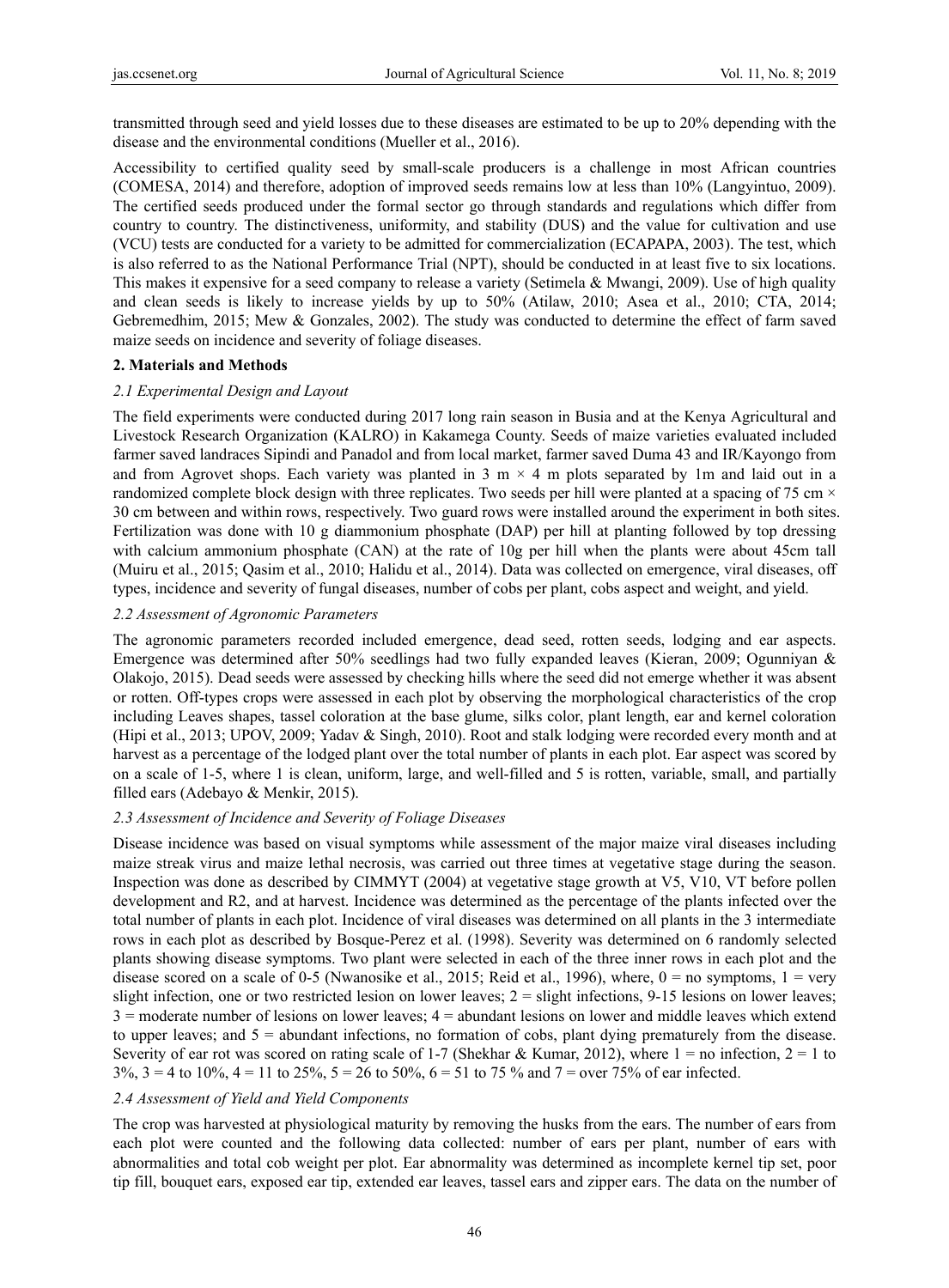transmitted through seed and yield losses due to these diseases are estimated to be up to 20% depending with the disease and the environmental conditions (Mueller et al., 2016).

Accessibility to certified quality seed by small-scale producers is a challenge in most African countries (COMESA, 2014) and therefore, adoption of improved seeds remains low at less than 10% (Langyintuo, 2009). The certified seeds produced under the formal sector go through standards and regulations which differ from country to country. The distinctiveness, uniformity, and stability (DUS) and the value for cultivation and use (VCU) tests are conducted for a variety to be admitted for commercialization (ECAPAPA, 2003). The test, which is also referred to as the National Performance Trial (NPT), should be conducted in at least five to six locations. This makes it expensive for a seed company to release a variety (Setimela & Mwangi, 2009). Use of high quality and clean seeds is likely to increase yields by up to 50% (Atilaw, 2010; Asea et al., 2010; CTA, 2014; Gebremedhim, 2015; Mew & Gonzales, 2002). The study was conducted to determine the effect of farm saved maize seeds on incidence and severity of foliage diseases.

## 2. Materials and Methods

### *2.1 Experimental Design and Layout*

The field experiments were conducted during 2017 long rain season in Busia and at the Kenya Agricultural and Livestock Research Organization (KALRO) in Kakamega County. Seeds of maize varieties evaluated included farmer saved landraces Sipindi and Panadol and from local market, farmer saved Duma 43 and IR/Kayongo from and from Agrovet shops. Each variety was planted in 3 m × 4 m plots separated by 1m and laid out in a randomized complete block design with three replicates. Two seeds per hill were planted at a spacing of 75 cm × 30 cm between and within rows, respectively. Two guard rows were installed around the experiment in both sites. Fertilization was done with 10 g diammonium phosphate (DAP) per hill at planting followed by top dressing with calcium ammonium phosphate (CAN) at the rate of 10g per hill when the plants were about 45cm tall (Muiru et al., 2015; Qasim et al., 2010; Halidu et al., 2014). Data was collected on emergence, viral diseases, off types, incidence and severity of fungal diseases, number of cobs per plant, cobs aspect and weight, and yield.

### *2.2 Assessment of Agronomic Parameters*

The agronomic parameters recorded included emergence, dead seed, rotten seeds, lodging and ear aspects. Emergence was determined after 50% seedlings had two fully expanded leaves (Kieran, 2009; Ogunniyan & Olakojo, 2015). Dead seeds were assessed by checking hills where the seed did not emerge whether it was absent or rotten. Off-types crops were assessed in each plot by observing the morphological characteristics of the crop including Leaves shapes, tassel coloration at the base glume, silks color, plant length, ear and kernel coloration (Hipi et al., 2013; UPOV, 2009; Yadav & Singh, 2010). Root and stalk lodging were recorded every month and at harvest as a percentage of the lodged plant over the total number of plants in each plot. Ear aspect was scored by on a scale of 1-5, where 1 is clean, uniform, large, and well-filled and 5 is rotten, variable, small, and partially filled ears (Adebayo & Menkir, 2015).

### *2.3 Assessment of Incidence and Severity of Foliage Diseases*

Disease incidence was based on visual symptoms while assessment of the major maize viral diseases including maize streak virus and maize lethal necrosis, was carried out three times at vegetative stage during the season. Inspection was done as described by CIMMYT (2004) at vegetative stage growth at V5, V10, VT before pollen development and R2, and at harvest. Incidence was determined as the percentage of the plants infected over the total number of plants in each plot. Incidence of viral diseases was determined on all plants in the 3 intermediate rows in each plot as described by Bosque-Perez et al. (1998). Severity was determined on 6 randomly selected plants showing disease symptoms. Two plant were selected in each of the three inner rows in each plot and the disease scored on a scale of 0-5 (Nwanosike et al., 2015; Reid et al., 1996), where, 0 = no symptoms, 1 = very slight infection, one or two restricted lesion on lower leaves; 2 = slight infections, 9-15 lesions on lower leaves; 3 = moderate number of lesions on lower leaves; 4 = abundant lesions on lower and middle leaves which extend to upper leaves; and 5 = abundant infections, no formation of cobs, plant dying prematurely from the disease. Severity of ear rot was scored on rating scale of 1-7 (Shekhar & Kumar, 2012), where 1 = no infection, 2 = 1 to 3%, 3 = 4 to 10%, 4 = 11 to 25%, 5 = 26 to 50%, 6 = 51 to 75 % and 7 = over 75% of ear infected.

### *2.4 Assessment of Yield and Yield Components*

The crop was harvested at physiological maturity by removing the husks from the ears. The number of ears from each plot were counted and the following data collected: number of ears per plant, number of ears with abnormalities and total cob weight per plot. Ear abnormality was determined as incomplete kernel tip set, poor tip fill, bouquet ears, exposed ear tip, extended ear leaves, tassel ears and zipper ears. The data on the number of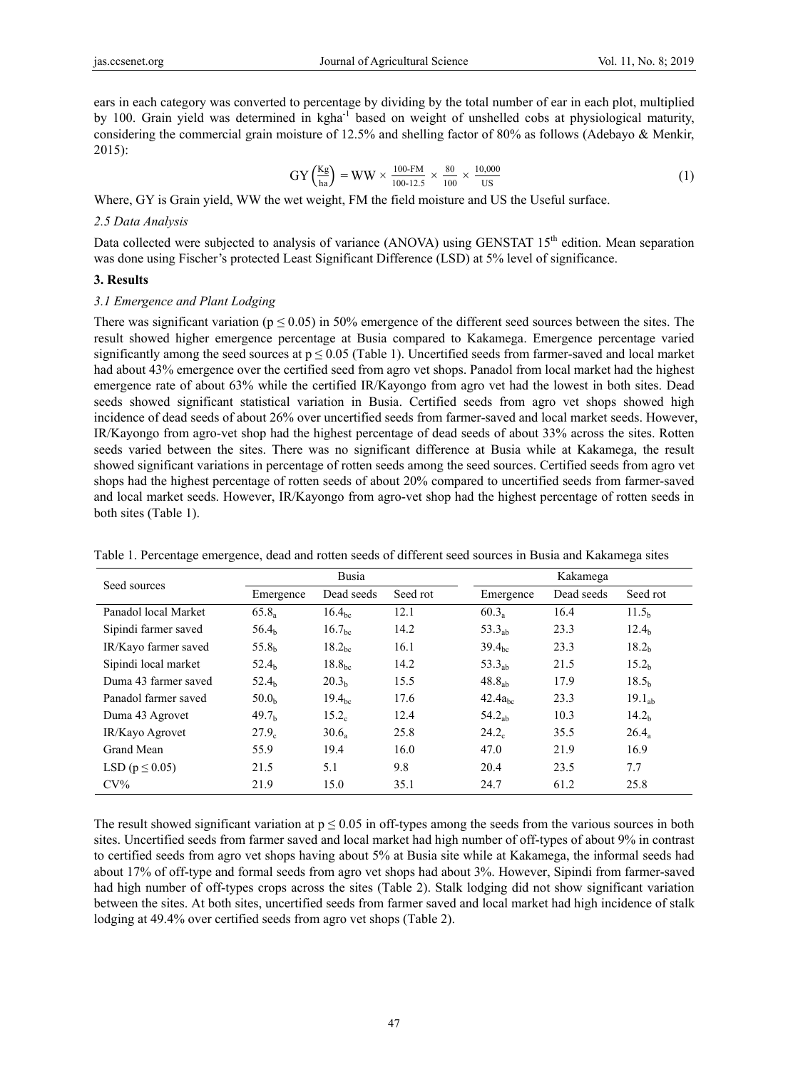ears in each category was converted to percentage by dividing by the total number of ear in each plot, multiplied by 100. Grain yield was determined in $\text{kgha}^{-1}$ based on weight of unshelled cobs at physiological maturity, considering the commercial grain moisture of 12.5% and shelling factor of 80% as follows (Adebayo & Menkir, 2015):

$$\text{GY}\left(\frac{\text{Kg}}{\text{ha}}\right) = \text{WW} \times \frac{100\text{-FM}}{100\text{-}12.5} \times \frac{80}{100} \times \frac{10{,}000}{\text{US}} \tag{1}$$

Where, GY is Grain yield, WW the wet weight, FM the field moisture and US the Useful surface.

### *2.5 Data Analysis*

Data collected were subjected to analysis of variance (ANOVA) using GENSTAT 15th edition. Mean separation was done using Fischer's protected Least Significant Difference (LSD) at 5% level of significance.

## 3. Results

### *3.1 Emergence and Plant Lodging*

There was significant variation ($p \leq 0.05$) in 50% emergence of the different seed sources between the sites. The result showed higher emergence percentage at Busia compared to Kakamega. Emergence percentage varied significantly among the seed sources at $p \leq 0.05$ (Table 1). Uncertified seeds from farmer-saved and local market had about 43% emergence over the certified seed from agro vet shops. Panadol from local market had the highest emergence rate of about 63% while the certified IR/Kayongo from agro vet had the lowest in both sites. Dead seeds showed significant statistical variation in Busia. Certified seeds from agro vet shops showed high incidence of dead seeds of about 26% over uncertified seeds from farmer-saved and local market seeds. However, IR/Kayongo from agro-vet shop had the highest percentage of dead seeds of about 33% across the sites. Rotten seeds varied between the sites. There was no significant difference at Busia while at Kakamega, the result showed significant variations in percentage of rotten seeds among the seed sources. Certified seeds from agro vet shops had the highest percentage of rotten seeds of about 20% compared to uncertified seeds from farmer-saved and local market seeds. However, IR/Kayongo from agro-vet shop had the highest percentage of rotten seeds in both sites (Table 1).

Table 1. Percentage emergence, dead and rotten seeds of different seed sources in Busia and Kakamega sites

| Seed sources | Busia | | | Kakamega | | |
|---|---|---|---|---|---|---|
| | Emergence | Dead seeds | Seed rot | Emergence | Dead seeds | Seed rot |
| Panadol local Market | $65.8_{a}$ | $16.4_{bc}$ | 12.1 | $60.3_{a}$ | 16.4 | $11.5_{b}$ |
| Sipindi farmer saved | $56.4_{b}$ | $16.7_{bc}$ | 14.2 | $53.3_{ab}$ | 23.3 | $12.4_{b}$ |
| IR/Kayo farmer saved | $55.8_{b}$ | $18.2_{bc}$ | 16.1 | $39.4_{bc}$ | 23.3 | $18.2_{b}$ |
| Sipindi local market | $52.4_{b}$ | $18.8_{bc}$ | 14.2 | $53.3_{ab}$ | 21.5 | $15.2_{b}$ |
| Duma 43 farmer saved | $52.4_{b}$ | $20.3_{b}$ | 15.5 | $48.8_{ab}$ | 17.9 | $18.5_{b}$ |
| Panadol farmer saved | $50.0_{b}$ | $19.4_{bc}$ | 17.6 | $42.4a_{bc}$ | 23.3 | $19.1_{ab}$ |
| Duma 43 Agrovet | $49.7_{b}$ | $15.2_{c}$ | 12.4 | $54.2_{ab}$ | 10.3 | $14.2_{b}$ |
| IR/Kayo Agrovet | $27.9_{c}$ | $30.6_{a}$ | 25.8 | $24.2_{c}$ | 35.5 | $26.4_{a}$ |
| Grand Mean | 55.9 | 19.4 | 16.0 | 47.0 | 21.9 | 16.9 |
| LSD ($p \leq 0.05$) | 21.5 | 5.1 | 9.8 | 20.4 | 23.5 | 7.7 |
| CV% | 21.9 | 15.0 | 35.1 | 24.7 | 61.2 | 25.8 |

The result showed significant variation at $p \leq 0.05$ in off-types among the seeds from the various sources in both sites. Uncertified seeds from farmer saved and local market had high number of off-types of about 9% in contrast to certified seeds from agro vet shops having about 5% at Busia site while at Kakamega, the informal seeds had about 17% of off-type and formal seeds from agro vet shops had about 3%. However, Sipindi from farmer-saved had high number of off-types crops across the sites (Table 2). Stalk lodging did not show significant variation between the sites. At both sites, uncertified seeds from farmer saved and local market had high incidence of stalk lodging at 49.4% over certified seeds from agro vet shops (Table 2).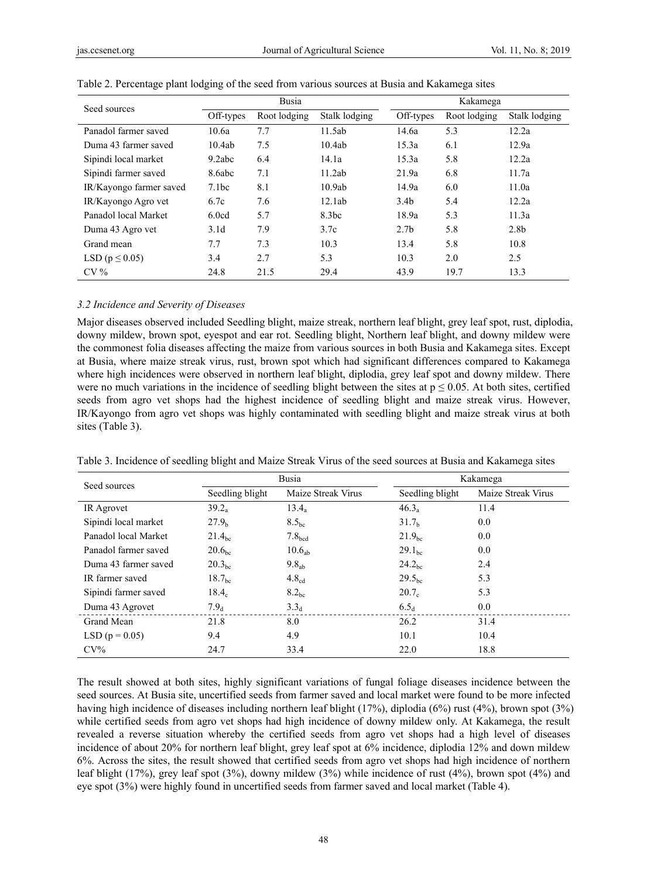Table 2. Percentage plant lodging of the seed from various sources at Busia and Kakamega sites

| Seed sources | Busia | | | Kakamega | | |
|---|---|---|---|---|---|---|
| | Off-types | Root lodging | Stalk lodging | Off-types | Root lodging | Stalk lodging |
| Panadol farmer saved | 10.6a | 7.7 | 11.5ab | 14.6a | 5.3 | 12.2a |
| Duma 43 farmer saved | 10.4ab | 7.5 | 10.4ab | 15.3a | 6.1 | 12.9a |
| Sipindi local market | 9.2abc | 6.4 | 14.1a | 15.3a | 5.8 | 12.2a |
| Sipindi farmer saved | 8.6abc | 7.1 | 11.2ab | 21.9a | 6.8 | 11.7a |
| IR/Kayongo farmer saved | 7.1bc | 8.1 | 10.9ab | 14.9a | 6.0 | 11.0a |
| IR/Kayongo Agro vet | 6.7c | 7.6 | 12.1ab | 3.4b | 5.4 | 12.2a |
| Panadol local Market | 6.0cd | 5.7 | 8.3bc | 18.9a | 5.3 | 11.3a |
| Duma 43 Agro vet | 3.1d | 7.9 | 3.7c | 2.7b | 5.8 | 2.8b |
| Grand mean | 7.7 | 7.3 | 10.3 | 13.4 | 5.8 | 10.8 |
| LSD ($p \leq 0.05$) | 3.4 | 2.7 | 5.3 | 10.3 | 2.0 | 2.5 |
| CV % | 24.8 | 21.5 | 29.4 | 43.9 | 19.7 | 13.3 |

### *3.2 Incidence and Severity of Diseases*

Major diseases observed included Seedling blight, maize streak, northern leaf blight, grey leaf spot, rust, diplodia, downy mildew, brown spot, eyespot and ear rot. Seedling blight, Northern leaf blight, and downy mildew were the commonest folia diseases affecting the maize from various sources in both Busia and Kakamega sites. Except at Busia, where maize streak virus, rust, brown spot which had significant differences compared to Kakamega where high incidences were observed in northern leaf blight, diplodia, grey leaf spot and downy mildew. There were no much variations in the incidence of seedling blight between the sites at $p \leq 0.05$. At both sites, certified seeds from agro vet shops had the highest incidence of seedling blight and maize streak virus. However, IR/Kayongo from agro vet shops was highly contaminated with seedling blight and maize streak virus at both sites (Table 3).

Table 3. Incidence of seedling blight and Maize Streak Virus of the seed sources at Busia and Kakamega sites

| Seed sources | Busia | | Kakamega | |
|---|---|---|---|---|
| | Seedling blight | Maize Streak Virus | Seedling blight | Maize Streak Virus |
| IR Agrovet | $39.2_{a}$ | $13.4_{a}$ | $46.3_{a}$ | 11.4 |
| Sipindi local market | $27.9_{b}$ | $8.5_{bc}$ | $31.7_{b}$ | 0.0 |
| Panadol local Market | $21.4_{bc}$ | $7.8_{bcd}$ | $21.9_{bc}$ | 0.0 |
| Panadol farmer saved | $20.6_{bc}$ | $10.6_{ab}$ | $29.1_{bc}$ | 0.0 |
| Duma 43 farmer saved | $20.3_{bc}$ | $9.8_{ab}$ | $24.2_{bc}$ | 2.4 |
| IR farmer saved | $18.7_{bc}$ | $4.8_{cd}$ | $29.5_{bc}$ | 5.3 |
| Sipindi farmer saved | $18.4_{c}$ | $8.2_{bc}$ | $20.7_{c}$ | 5.3 |
| Duma 43 Agrovet | $7.9_{d}$ | $3.3_{d}$ | $6.5_{d}$ | 0.0 |
| Grand Mean | 21.8 | 8.0 | 26.2 | 31.4 |
| LSD ($p = 0.05$) | 9.4 | 4.9 | 10.1 | 10.4 |
| CV% | 24.7 | 33.4 | 22.0 | 18.8 |

The result showed at both sites, highly significant variations of fungal foliage diseases incidence between the seed sources. At Busia site, uncertified seeds from farmer saved and local market were found to be more infected having high incidence of diseases including northern leaf blight (17%), diplodia (6%) rust (4%), brown spot (3%) while certified seeds from agro vet shops had high incidence of downy mildew only. At Kakamega, the result revealed a reverse situation whereby the certified seeds from agro vet shops had a high level of diseases incidence of about 20% for northern leaf blight, grey leaf spot at 6% incidence, diplodia 12% and down mildew 6%. Across the sites, the result showed that certified seeds from agro vet shops had high incidence of northern leaf blight (17%), grey leaf spot (3%), downy mildew (3%) while incidence of rust (4%), brown spot (4%) and eye spot (3%) were highly found in uncertified seeds from farmer saved and local market (Table 4).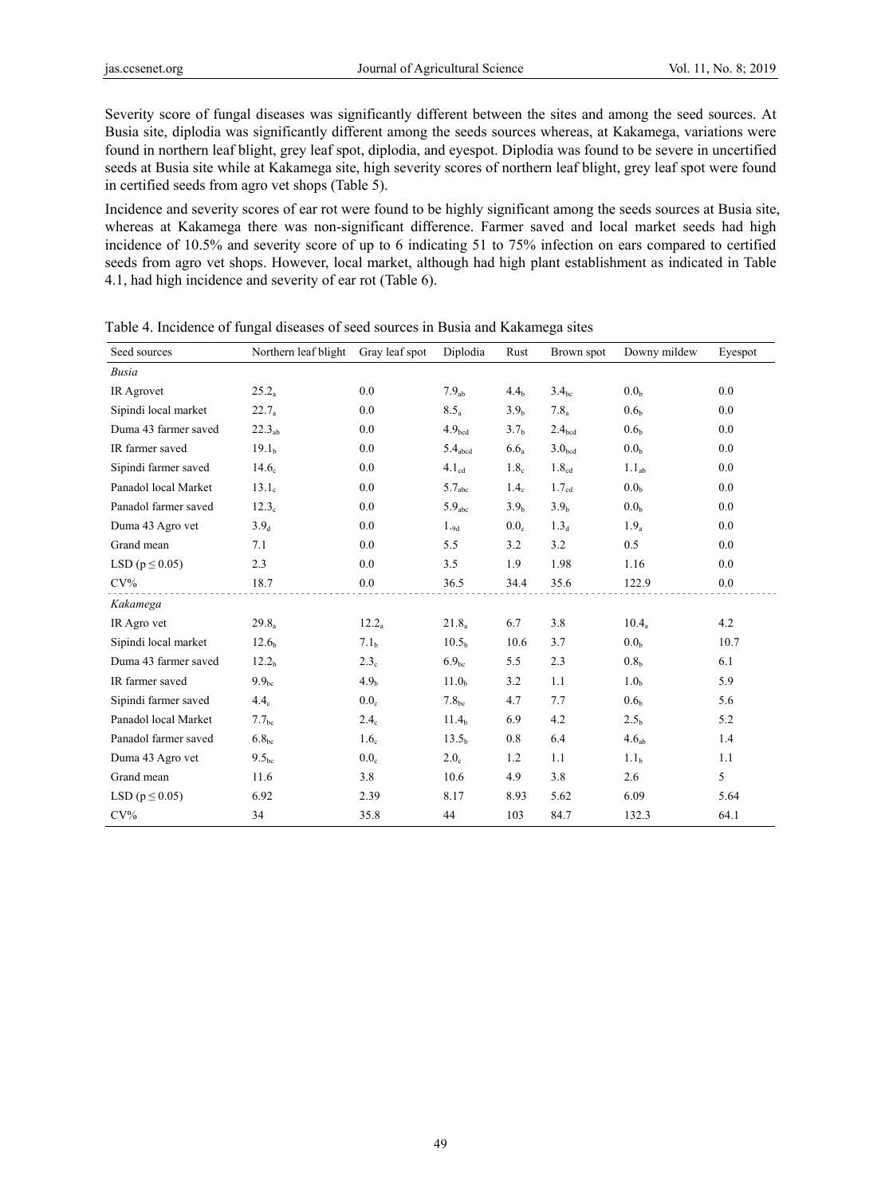Severity score of fungal diseases was significantly different between the sites and among the seed sources. At Busia site, diplodia was significantly different among the seeds sources whereas, at Kakamega, variations were found in northern leaf blight, grey leaf spot, diplodia, and eyespot. Diplodia was found to be severe in uncertified seeds at Busia site while at Kakamega site, high severity scores of northern leaf blight, grey leaf spot were found in certified seeds from agro vet shops (Table 5).

Incidence and severity scores of ear rot were found to be highly significant among the seeds sources at Busia site, whereas at Kakamega there was non-significant difference. Farmer saved and local market seeds had high incidence of 10.5% and severity score of up to 6 indicating 51 to 75% infection on ears compared to certified seeds from agro vet shops. However, local market, although had high plant establishment as indicated in Table 4.1, had high incidence and severity of ear rot (Table 6).

Table 4. Incidence of fungal diseases of seed sources in Busia and Kakamega sites

| Seed sources | Northern leaf blight | Gray leaf spot | Diplodia | Rust | Brown spot | Downy mildew | Eyespot |
|---|---|---|---|---|---|---|---|
| *Busia* | | | | | | | |
| IR Agrovet | $25.2_{a}$ | 0.0 | $7.9_{ab}$ | $4.4_{b}$ | $3.4_{bc}$ | $0.0_{b}$ | 0.0 |
| Sipindi local market | $22.7_{a}$ | 0.0 | $8.5_{a}$ | $3.9_{b}$ | $7.8_{a}$ | $0.6_{b}$ | 0.0 |
| Duma 43 farmer saved | $22.3_{ab}$ | 0.0 | $4.9_{bcd}$ | $3.7_{b}$ | $2.4_{bcd}$ | $0.6_{b}$ | 0.0 |
| IR farmer saved | $19.1_{b}$ | 0.0 | $5.4_{abcd}$ | $6.6_{a}$ | $3.0_{bcd}$ | $0.0_{b}$ | 0.0 |
| Sipindi farmer saved | $14.6_{c}$ | 0.0 | $4.1_{cd}$ | $1.8_{c}$ | $1.8_{cd}$ | $1.1_{ab}$ | 0.0 |
| Panadol local Market | $13.1_{c}$ | 0.0 | $5.7_{abc}$ | $1.4_{c}$ | $1.7_{cd}$ | $0.0_{b}$ | 0.0 |
| Panadol farmer saved | $12.3_{c}$ | 0.0 | $5.9_{abc}$ | $3.9_{b}$ | $3.9_{b}$ | $0.0_{b}$ | 0.0 |
| Duma 43 Agro vet | $3.9_{d}$ | 0.0 | $1._{9d}$ | $0.0_{c}$ | $1.3_{d}$ | $1.9_{a}$ | 0.0 |
| Grand mean | 7.1 | 0.0 | 5.5 | 3.2 | 3.2 | 0.5 | 0.0 |
| LSD ($p \leq 0.05$) | 2.3 | 0.0 | 3.5 | 1.9 | 1.98 | 1.16 | 0.0 |
| CV% | 18.7 | 0.0 | 36.5 | 34.4 | 35.6 | 122.9 | 0.0 |
| *Kakamega* | | | | | | | |
| IR Agro vet | $29.8_{a}$ | $12.2_{a}$ | $21.8_{a}$ | 6.7 | 3.8 | $10.4_{a}$ | 4.2 |
| Sipindi local market | $12.6_{b}$ | $7.1_{b}$ | $10.5_{b}$ | 10.6 | 3.7 | $0.0_{b}$ | 10.7 |
| Duma 43 farmer saved | $12.2_{b}$ | $2.3_{c}$ | $6.9_{bc}$ | 5.5 | 2.3 | $0.8_{b}$ | 6.1 |
| IR farmer saved | $9.9_{bc}$ | $4.9_{b}$ | $11.0_{b}$ | 3.2 | 1.1 | $1.0_{b}$ | 5.9 |
| Sipindi farmer saved | $4.4_{c}$ | $0.0_{c}$ | $7.8_{bc}$ | 4.7 | 7.7 | $0.6_{b}$ | 5.6 |
| Panadol local Market | $7.7_{bc}$ | $2.4_{c}$ | $11.4_{b}$ | 6.9 | 4.2 | $2.5_{b}$ | 5.2 |
| Panadol farmer saved | $6.8_{bc}$ | $1.6_{c}$ | $13.5_{b}$ | 0.8 | 6.4 | $4.6_{ab}$ | 1.4 |
| Duma 43 Agro vet | $9.5_{bc}$ | $0.0_{c}$ | $2.0_{c}$ | 1.2 | 1.1 | $1.1_{b}$ | 1.1 |
| Grand mean | 11.6 | 3.8 | 10.6 | 4.9 | 3.8 | 2.6 | 5 |
| LSD ($p \leq 0.05$) | 6.92 | 2.39 | 8.17 | 8.93 | 5.62 | 6.09 | 5.64 |
| CV% | 34 | 35.8 | 44 | 103 | 84.7 | 132.3 | 64.1 |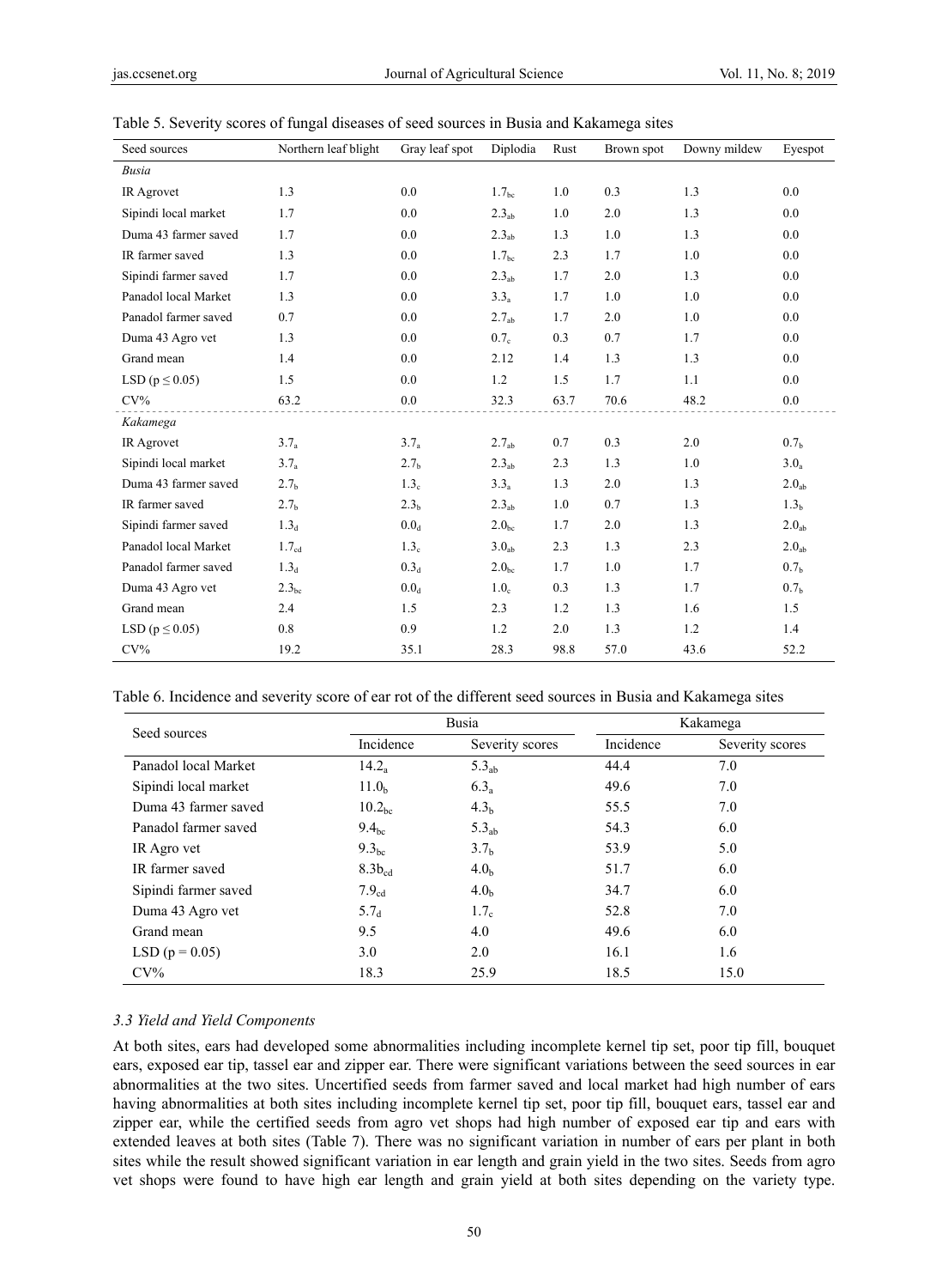Table 5. Severity scores of fungal diseases of seed sources in Busia and Kakamega sites

| Seed sources | Northern leaf blight | Gray leaf spot | Diplodia | Rust | Brown spot | Downy mildew | Eyespot |
|---|---|---|---|---|---|---|---|
| *Busia* | | | | | | | |
| IR Agrovet | 1.3 | 0.0 | $1.7_{bc}$ | 1.0 | 0.3 | 1.3 | 0.0 |
| Sipindi local market | 1.7 | 0.0 | $2.3_{ab}$ | 1.0 | 2.0 | 1.3 | 0.0 |
| Duma 43 farmer saved | 1.7 | 0.0 | $2.3_{ab}$ | 1.3 | 1.0 | 1.3 | 0.0 |
| IR farmer saved | 1.3 | 0.0 | $1.7_{bc}$ | 2.3 | 1.7 | 1.0 | 0.0 |
| Sipindi farmer saved | 1.7 | 0.0 | $2.3_{ab}$ | 1.7 | 2.0 | 1.3 | 0.0 |
| Panadol local Market | 1.3 | 0.0 | $3.3_{a}$ | 1.7 | 1.0 | 1.0 | 0.0 |
| Panadol farmer saved | 0.7 | 0.0 | $2.7_{ab}$ | 1.7 | 2.0 | 1.0 | 0.0 |
| Duma 43 Agro vet | 1.3 | 0.0 | $0.7_{c}$ | 0.3 | 0.7 | 1.7 | 0.0 |
| Grand mean | 1.4 | 0.0 | 2.12 | 1.4 | 1.3 | 1.3 | 0.0 |
| LSD ($p \leq 0.05$) | 1.5 | 0.0 | 1.2 | 1.5 | 1.7 | 1.1 | 0.0 |
| CV% | 63.2 | 0.0 | 32.3 | 63.7 | 70.6 | 48.2 | 0.0 |
| *Kakamega* | | | | | | | |
| IR Agrovet | $3.7_{a}$ | $3.7_{a}$ | $2.7_{ab}$ | 0.7 | 0.3 | 2.0 | $0.7_{b}$ |
| Sipindi local market | $3.7_{a}$ | $2.7_{b}$ | $2.3_{ab}$ | 2.3 | 1.3 | 1.0 | $3.0_{a}$ |
| Duma 43 farmer saved | $2.7_{b}$ | $1.3_{c}$ | $3.3_{a}$ | 1.3 | 2.0 | 1.3 | $2.0_{ab}$ |
| IR farmer saved | $2.7_{b}$ | $2.3_{b}$ | $2.3_{ab}$ | 1.0 | 0.7 | 1.3 | $1.3_{b}$ |
| Sipindi farmer saved | $1.3_{d}$ | $0.0_{d}$ | $2.0_{bc}$ | 1.7 | 2.0 | 1.3 | $2.0_{ab}$ |
| Panadol local Market | $1.7_{cd}$ | $1.3_{c}$ | $3.0_{ab}$ | 2.3 | 1.3 | 2.3 | $2.0_{ab}$ |
| Panadol farmer saved | $1.3_{d}$ | $0.3_{d}$ | $2.0_{bc}$ | 1.7 | 1.0 | 1.7 | $0.7_{b}$ |
| Duma 43 Agro vet | $2.3_{bc}$ | $0.0_{d}$ | $1.0_{c}$ | 0.3 | 1.3 | 1.7 | $0.7_{b}$ |
| Grand mean | 2.4 | 1.5 | 2.3 | 1.2 | 1.3 | 1.6 | 1.5 |
| LSD ($p \leq 0.05$) | 0.8 | 0.9 | 1.2 | 2.0 | 1.3 | 1.2 | 1.4 |
| CV% | 19.2 | 35.1 | 28.3 | 98.8 | 57.0 | 43.6 | 52.2 |

Table 6. Incidence and severity score of ear rot of the different seed sources in Busia and Kakamega sites

| Seed sources | Busia | | Kakamega | |
|---|---|---|---|---|
| | Incidence | Severity scores | Incidence | Severity scores |
| Panadol local Market | $14.2_{a}$ | $5.3_{ab}$ | 44.4 | 7.0 |
| Sipindi local market | $11.0_{b}$ | $6.3_{a}$ | 49.6 | 7.0 |
| Duma 43 farmer saved | $10.2_{bc}$ | $4.3_{b}$ | 55.5 | 7.0 |
| Panadol farmer saved | $9.4_{bc}$ | $5.3_{ab}$ | 54.3 | 6.0 |
| IR Agro vet | $9.3_{bc}$ | $3.7_{b}$ | 53.9 | 5.0 |
| IR farmer saved | $8.3b_{cd}$ | $4.0_{b}$ | 51.7 | 6.0 |
| Sipindi farmer saved | $7.9_{cd}$ | $4.0_{b}$ | 34.7 | 6.0 |
| Duma 43 Agro vet | $5.7_{d}$ | $1.7_{c}$ | 52.8 | 7.0 |
| Grand mean | 9.5 | 4.0 | 49.6 | 6.0 |
| LSD ($p = 0.05$) | 3.0 | 2.0 | 16.1 | 1.6 |
| CV% | 18.3 | 25.9 | 18.5 | 15.0 |

### 3.3 Yield and Yield Components

At both sites, ears had developed some abnormalities including incomplete kernel tip set, poor tip fill, bouquet ears, exposed ear tip, tassel ear and zipper ear. There were significant variations between the seed sources in ear abnormalities at the two sites. Uncertified seeds from farmer saved and local market had high number of ears having abnormalities at both sites including incomplete kernel tip set, poor tip fill, bouquet ears, tassel ear and zipper ear, while the certified seeds from agro vet shops had high number of exposed ear tip and ears with extended leaves at both sites (Table 7). There was no significant variation in number of ears per plant in both sites while the result showed significant variation in ear length and grain yield in the two sites. Seeds from agro vet shops were found to have high ear length and grain yield at both sites depending on the variety type.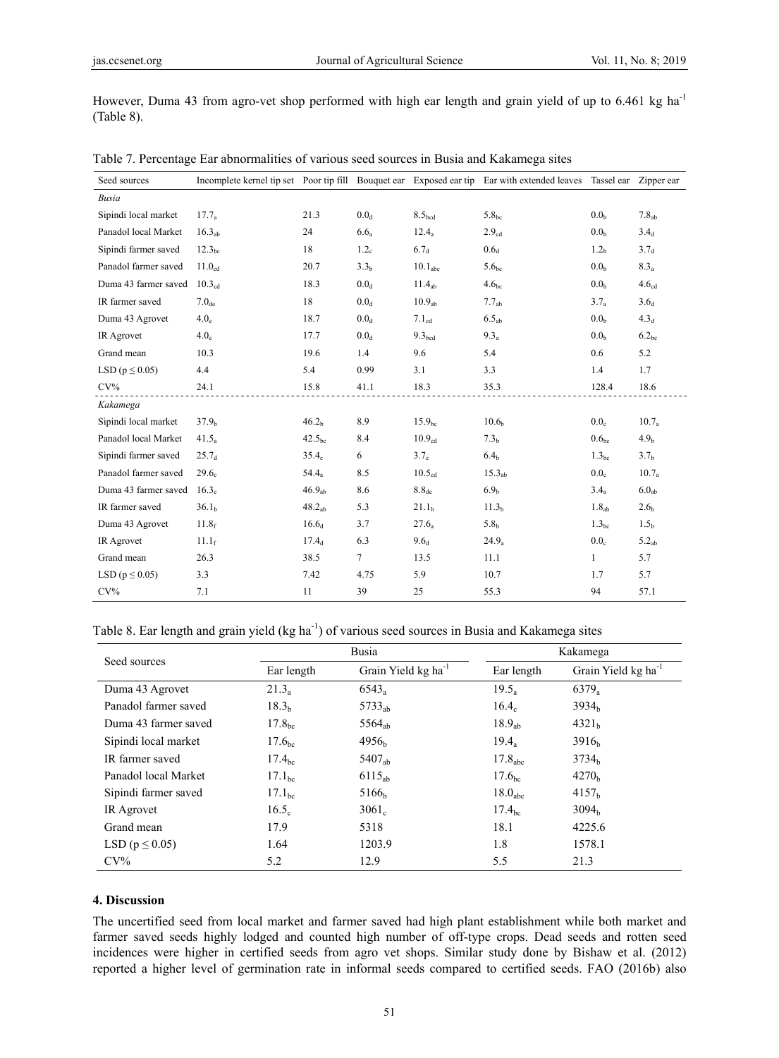However, Duma 43 from agro-vet shop performed with high ear length and grain yield of up to 6.461 kg ha$^{-1}$ (Table 8).

Table 7. Percentage Ear abnormalities of various seed sources in Busia and Kakamega sites

| Seed sources | Incomplete kernel tip set | Poor tip fill | Bouquet ear | Exposed ear tip | Ear with extended leaves | Tassel ear | Zipper ear |
|---|---|---|---|---|---|---|---|
| *Busia* | | | | | | | |
| Sipindi local market | $17.7_{a}$ | 21.3 | $0.0_{d}$ | $8.5_{bcd}$ | $5.8_{bc}$ | $0.0_{b}$ | $7.8_{ab}$ |
| Panadol local Market | $16.3_{ab}$ | 24 | $6.6_{a}$ | $12.4_{a}$ | $2.9_{cd}$ | $0.0_{b}$ | $3.4_{d}$ |
| Sipindi farmer saved | $12.3_{bc}$ | 18 | $1.2_{c}$ | $6.7_{d}$ | $0.6_{d}$ | $1.2_{b}$ | $3.7_{d}$ |
| Panadol farmer saved | $11.0_{cd}$ | 20.7 | $3.3_{b}$ | $10.1_{abc}$ | $5.6_{bc}$ | $0.0_{b}$ | $8.3_{a}$ |
| Duma 43 farmer saved | $10.3_{cd}$ | 18.3 | $0.0_{d}$ | $11.4_{ab}$ | $4.6_{bc}$ | $0.0_{b}$ | $4.6_{cd}$ |
| IR farmer saved | $7.0_{de}$ | 18 | $0.0_{d}$ | $10.9_{ab}$ | $7.7_{ab}$ | $3.7_{a}$ | $3.6_{d}$ |
| Duma 43 Agrovet | $4.0_{e}$ | 18.7 | $0.0_{d}$ | $7.1_{cd}$ | $6.5_{ab}$ | $0.0_{b}$ | $4.3_{d}$ |
| IR Agrovet | $4.0_{e}$ | 17.7 | $0.0_{d}$ | $9.3_{bcd}$ | $9.3_{a}$ | $0.0_{b}$ | $6.2_{bc}$ |
| Grand mean | 10.3 | 19.6 | 1.4 | 9.6 | 5.4 | 0.6 | 5.2 |
| LSD ($p \leq 0.05$) | 4.4 | 5.4 | 0.99 | 3.1 | 3.3 | 1.4 | 1.7 |
| CV% | 24.1 | 15.8 | 41.1 | 18.3 | 35.3 | 128.4 | 18.6 |
| *Kakamega* | | | | | | | |
| Sipindi local market | $37.9_{b}$ | $46.2_{b}$ | 8.9 | $15.9_{bc}$ | $10.6_{b}$ | $0.0_{c}$ | $10.7_{a}$ |
| Panadol local Market | $41.5_{a}$ | $42.5_{bc}$ | 8.4 | $10.9_{cd}$ | $7.3_{b}$ | $0.6_{bc}$ | $4.9_{b}$ |
| Sipindi farmer saved | $25.7_{d}$ | $35.4_{c}$ | 6 | $3.7_{e}$ | $6.4_{b}$ | $1.3_{bc}$ | $3.7_{b}$ |
| Panadol farmer saved | $29.6_{c}$ | $54.4_{a}$ | 8.5 | $10.5_{cd}$ | $15.3_{ab}$ | $0.0_{c}$ | $10.7_{a}$ |
| Duma 43 farmer saved | $16.3_{e}$ | $46.9_{ab}$ | 8.6 | $8.8_{de}$ | $6.9_{b}$ | $3.4_{a}$ | $6.0_{ab}$ |
| IR farmer saved | $36.1_{b}$ | $48.2_{ab}$ | 5.3 | $21.1_{b}$ | $11.3_{b}$ | $1.8_{ab}$ | $2.6_{b}$ |
| Duma 43 Agrovet | $11.8_{f}$ | $16.6_{d}$ | 3.7 | $27.6_{a}$ | $5.8_{b}$ | $1.3_{bc}$ | $1.5_{b}$ |
| IR Agrovet | $11.1_{f}$ | $17.4_{d}$ | 6.3 | $9.6_{d}$ | $24.9_{a}$ | $0.0_{c}$ | $5.2_{ab}$ |
| Grand mean | 26.3 | 38.5 | 7 | 13.5 | 11.1 | 1 | 5.7 |
| LSD ($p \leq 0.05$) | 3.3 | 7.42 | 4.75 | 5.9 | 10.7 | 1.7 | 5.7 |
| CV% | 7.1 | 11 | 39 | 25 | 55.3 | 94 | 57.1 |

Table 8. Ear length and grain yield (kg ha$^{-1}$) of various seed sources in Busia and Kakamega sites

| Seed sources | Busia | | Kakamega | |
|---|---|---|---|---|
| | Ear length | Grain Yield kg ha$^{-1}$ | Ear length | Grain Yield kg ha$^{-1}$ |
| Duma 43 Agrovet | $21.3_{a}$ | $6543_{a}$ | $19.5_{a}$ | $6379_{a}$ |
| Panadol farmer saved | $18.3_{b}$ | $5733_{ab}$ | $16.4_{c}$ | $3934_{b}$ |
| Duma 43 farmer saved | $17.8_{bc}$ | $5564_{ab}$ | $18.9_{ab}$ | $4321_{b}$ |
| Sipindi local market | $17.6_{bc}$ | $4956_{b}$ | $19.4_{a}$ | $3916_{b}$ |
| IR farmer saved | $17.4_{bc}$ | $5407_{ab}$ | $17.8_{abc}$ | $3734_{b}$ |
| Panadol local Market | $17.1_{bc}$ | $6115_{ab}$ | $17.6_{bc}$ | $4270_{b}$ |
| Sipindi farmer saved | $17.1_{bc}$ | $5166_{b}$ | $18.0_{abc}$ | $4157_{b}$ |
| IR Agrovet | $16.5_{c}$ | $3061_{c}$ | $17.4_{bc}$ | $3094_{b}$ |
| Grand mean | 17.9 | 5318 | 18.1 | 4225.6 |
| LSD ($p \leq 0.05$) | 1.64 | 1203.9 | 1.8 | 1578.1 |
| CV% | 5.2 | 12.9 | 5.5 | 21.3 |

## 4. Discussion

The uncertified seed from local market and farmer saved had high plant establishment while both market and farmer saved seeds highly lodged and counted high number of off-type crops. Dead seeds and rotten seed incidences were higher in certified seeds from agro vet shops. Similar study done by Bishaw et al. (2012) reported a higher level of germination rate in informal seeds compared to certified seeds. FAO (2016b) also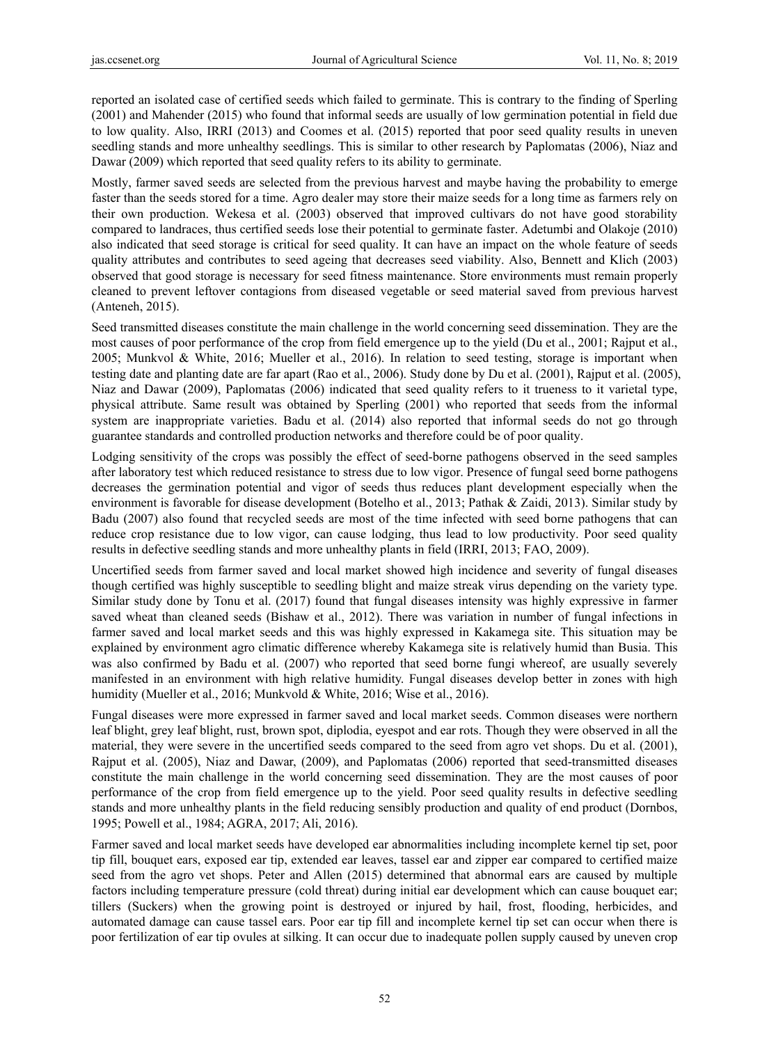reported an isolated case of certified seeds which failed to germinate. This is contrary to the finding of Sperling (2001) and Mahender (2015) who found that informal seeds are usually of low germination potential in field due to low quality. Also, IRRI (2013) and Coomes et al. (2015) reported that poor seed quality results in uneven seedling stands and more unhealthy seedlings. This is similar to other research by Paplomatas (2006), Niaz and Dawar (2009) which reported that seed quality refers to its ability to germinate.

Mostly, farmer saved seeds are selected from the previous harvest and maybe having the probability to emerge faster than the seeds stored for a time. Agro dealer may store their maize seeds for a long time as farmers rely on their own production. Wekesa et al. (2003) observed that improved cultivars do not have good storability compared to landraces, thus certified seeds lose their potential to germinate faster. Adetumbi and Olakoje (2010) also indicated that seed storage is critical for seed quality. It can have an impact on the whole feature of seeds quality attributes and contributes to seed ageing that decreases seed viability. Also, Bennett and Klich (2003) observed that good storage is necessary for seed fitness maintenance. Store environments must remain properly cleaned to prevent leftover contagions from diseased vegetable or seed material saved from previous harvest (Anteneh, 2015).

Seed transmitted diseases constitute the main challenge in the world concerning seed dissemination. They are the most causes of poor performance of the crop from field emergence up to the yield (Du et al., 2001; Rajput et al., 2005; Munkvol & White, 2016; Mueller et al., 2016). In relation to seed testing, storage is important when testing date and planting date are far apart (Rao et al., 2006). Study done by Du et al. (2001), Rajput et al. (2005), Niaz and Dawar (2009), Paplomatas (2006) indicated that seed quality refers to it trueness to it varietal type, physical attribute. Same result was obtained by Sperling (2001) who reported that seeds from the informal system are inappropriate varieties. Badu et al. (2014) also reported that informal seeds do not go through guarantee standards and controlled production networks and therefore could be of poor quality.

Lodging sensitivity of the crops was possibly the effect of seed-borne pathogens observed in the seed samples after laboratory test which reduced resistance to stress due to low vigor. Presence of fungal seed borne pathogens decreases the germination potential and vigor of seeds thus reduces plant development especially when the environment is favorable for disease development (Botelho et al., 2013; Pathak & Zaidi, 2013). Similar study by Badu (2007) also found that recycled seeds are most of the time infected with seed borne pathogens that can reduce crop resistance due to low vigor, can cause lodging, thus lead to low productivity. Poor seed quality results in defective seedling stands and more unhealthy plants in field (IRRI, 2013; FAO, 2009).

Uncertified seeds from farmer saved and local market showed high incidence and severity of fungal diseases though certified was highly susceptible to seedling blight and maize streak virus depending on the variety type. Similar study done by Tonu et al. (2017) found that fungal diseases intensity was highly expressive in farmer saved wheat than cleaned seeds (Bishaw et al., 2012). There was variation in number of fungal infections in farmer saved and local market seeds and this was highly expressed in Kakamega site. This situation may be explained by environment agro climatic difference whereby Kakamega site is relatively humid than Busia. This was also confirmed by Badu et al. (2007) who reported that seed borne fungi whereof, are usually severely manifested in an environment with high relative humidity. Fungal diseases develop better in zones with high humidity (Mueller et al., 2016; Munkvold & White, 2016; Wise et al., 2016).

Fungal diseases were more expressed in farmer saved and local market seeds. Common diseases were northern leaf blight, grey leaf blight, rust, brown spot, diplodia, eyespot and ear rots. Though they were observed in all the material, they were severe in the uncertified seeds compared to the seed from agro vet shops. Du et al. (2001), Rajput et al. (2005), Niaz and Dawar, (2009), and Paplomatas (2006) reported that seed-transmitted diseases constitute the main challenge in the world concerning seed dissemination. They are the most causes of poor performance of the crop from field emergence up to the yield. Poor seed quality results in defective seedling stands and more unhealthy plants in the field reducing sensibly production and quality of end product (Dornbos, 1995; Powell et al., 1984; AGRA, 2017; Ali, 2016).

Farmer saved and local market seeds have developed ear abnormalities including incomplete kernel tip set, poor tip fill, bouquet ears, exposed ear tip, extended ear leaves, tassel ear and zipper ear compared to certified maize seed from the agro vet shops. Peter and Allen (2015) determined that abnormal ears are caused by multiple factors including temperature pressure (cold threat) during initial ear development which can cause bouquet ear; tillers (Suckers) when the growing point is destroyed or injured by hail, frost, flooding, herbicides, and automated damage can cause tassel ears. Poor ear tip fill and incomplete kernel tip set can occur when there is poor fertilization of ear tip ovules at silking. It can occur due to inadequate pollen supply caused by uneven crop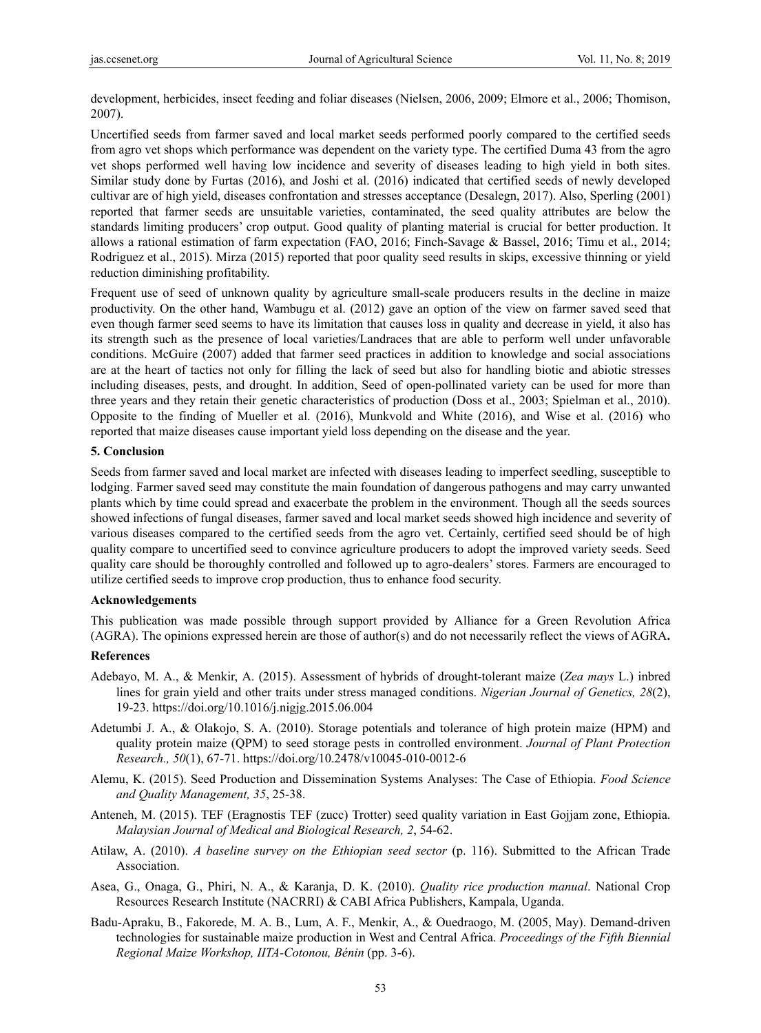development, herbicides, insect feeding and foliar diseases (Nielsen, 2006, 2009; Elmore et al., 2006; Thomison, 2007).

Uncertified seeds from farmer saved and local market seeds performed poorly compared to the certified seeds from agro vet shops which performance was dependent on the variety type. The certified Duma 43 from the agro vet shops performed well having low incidence and severity of diseases leading to high yield in both sites. Similar study done by Furtas (2016), and Joshi et al. (2016) indicated that certified seeds of newly developed cultivar are of high yield, diseases confrontation and stresses acceptance (Desalegn, 2017). Also, Sperling (2001) reported that farmer seeds are unsuitable varieties, contaminated, the seed quality attributes are below the standards limiting producers' crop output. Good quality of planting material is crucial for better production. It allows a rational estimation of farm expectation (FAO, 2016; Finch-Savage & Bassel, 2016; Timu et al., 2014; Rodriguez et al., 2015). Mirza (2015) reported that poor quality seed results in skips, excessive thinning or yield reduction diminishing profitability.

Frequent use of seed of unknown quality by agriculture small-scale producers results in the decline in maize productivity. On the other hand, Wambugu et al. (2012) gave an option of the view on farmer saved seed that even though farmer seed seems to have its limitation that causes loss in quality and decrease in yield, it also has its strength such as the presence of local varieties/Landraces that are able to perform well under unfavorable conditions. McGuire (2007) added that farmer seed practices in addition to knowledge and social associations are at the heart of tactics not only for filling the lack of seed but also for handling biotic and abiotic stresses including diseases, pests, and drought. In addition, Seed of open-pollinated variety can be used for more than three years and they retain their genetic characteristics of production (Doss et al., 2003; Spielman et al., 2010). Opposite to the finding of Mueller et al. (2016), Munkvold and White (2016), and Wise et al. (2016) who reported that maize diseases cause important yield loss depending on the disease and the year.

## 5. Conclusion

Seeds from farmer saved and local market are infected with diseases leading to imperfect seedling, susceptible to lodging. Farmer saved seed may constitute the main foundation of dangerous pathogens and may carry unwanted plants which by time could spread and exacerbate the problem in the environment. Though all the seeds sources showed infections of fungal diseases, farmer saved and local market seeds showed high incidence and severity of various diseases compared to the certified seeds from the agro vet. Certainly, certified seed should be of high quality compare to uncertified seed to convince agriculture producers to adopt the improved variety seeds. Seed quality care should be thoroughly controlled and followed up to agro-dealers' stores. Farmers are encouraged to utilize certified seeds to improve crop production, thus to enhance food security.

## Acknowledgements

This publication was made possible through support provided by Alliance for a Green Revolution Africa (AGRA). The opinions expressed herein are those of author(s) and do not necessarily reflect the views of AGRA**.**

## References

Adebayo, M. A., & Menkir, A. (2015). Assessment of hybrids of drought-tolerant maize (*Zea mays* L.) inbred lines for grain yield and other traits under stress managed conditions. *Nigerian Journal of Genetics, 28*(2), 19-23. https://doi.org/10.1016/j.nigjg.2015.06.004

Adetumbi J. A., & Olakojo, S. A. (2010). Storage potentials and tolerance of high protein maize (HPM) and quality protein maize (QPM) to seed storage pests in controlled environment. *Journal of Plant Protection Research., 50*(1), 67-71. https://doi.org/10.2478/v10045-010-0012-6

Alemu, K. (2015). Seed Production and Dissemination Systems Analyses: The Case of Ethiopia. *Food Science and Quality Management, 35*, 25-38.

Anteneh, M. (2015). TEF (Eragnostis TEF (zucc) Trotter) seed quality variation in East Gojjam zone, Ethiopia. *Malaysian Journal of Medical and Biological Research, 2*, 54-62.

Atilaw, A. (2010). *A baseline survey on the Ethiopian seed sector* (p. 116). Submitted to the African Trade Association.

Asea, G., Onaga, G., Phiri, N. A., & Karanja, D. K. (2010). *Quality rice production manual*. National Crop Resources Research Institute (NACRRI) & CABI Africa Publishers, Kampala, Uganda.

Badu-Apraku, B., Fakorede, M. A. B., Lum, A. F., Menkir, A., & Ouedraogo, M. (2005, May). Demand-driven technologies for sustainable maize production in West and Central Africa. *Proceedings of the Fifth Biennial Regional Maize Workshop, IITA-Cotonou, Bénin* (pp. 3-6).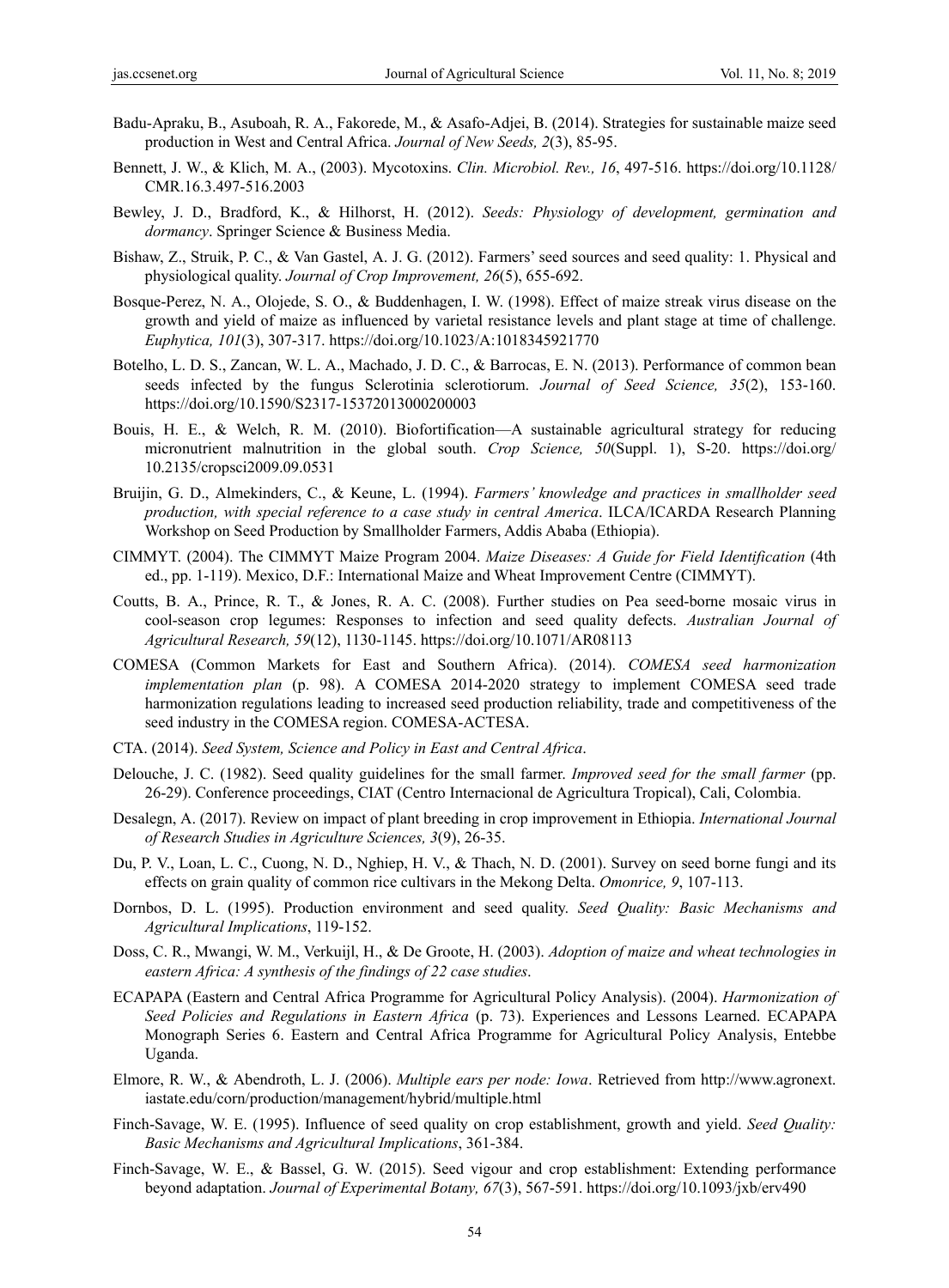Badu-Apraku, B., Asuboah, R. A., Fakorede, M., & Asafo-Adjei, B. (2014). Strategies for sustainable maize seed production in West and Central Africa. *Journal of New Seeds, 2*(3), 85-95.

Bennett, J. W., & Klich, M. A., (2003). Mycotoxins. *Clin. Microbiol. Rev., 16*, 497-516. https://doi.org/10.1128/CMR.16.3.497-516.2003

Bewley, J. D., Bradford, K., & Hilhorst, H. (2012). *Seeds: Physiology of development, germination and dormancy*. Springer Science & Business Media.

Bishaw, Z., Struik, P. C., & Van Gastel, A. J. G. (2012). Farmers' seed sources and seed quality: 1. Physical and physiological quality. *Journal of Crop Improvement, 26*(5), 655-692.

Bosque-Perez, N. A., Olojede, S. O., & Buddenhagen, I. W. (1998). Effect of maize streak virus disease on the growth and yield of maize as influenced by varietal resistance levels and plant stage at time of challenge. *Euphytica, 101*(3), 307-317. https://doi.org/10.1023/A:1018345921770

Botelho, L. D. S., Zancan, W. L. A., Machado, J. D. C., & Barrocas, E. N. (2013). Performance of common bean seeds infected by the fungus Sclerotinia sclerotiorum. *Journal of Seed Science, 35*(2), 153-160. https://doi.org/10.1590/S2317-15372013000200003

Bouis, H. E., & Welch, R. M. (2010). Biofortification—A sustainable agricultural strategy for reducing micronutrient malnutrition in the global south. *Crop Science, 50*(Suppl. 1), S-20. https://doi.org/10.2135/cropsci2009.09.0531

Bruijin, G. D., Almekinders, C., & Keune, L. (1994). *Farmers' knowledge and practices in smallholder seed production, with special reference to a case study in central America*. ILCA/ICARDA Research Planning Workshop on Seed Production by Smallholder Farmers, Addis Ababa (Ethiopia).

CIMMYT. (2004). The CIMMYT Maize Program 2004. *Maize Diseases: A Guide for Field Identification* (4th ed., pp. 1-119). Mexico, D.F.: International Maize and Wheat Improvement Centre (CIMMYT).

Coutts, B. A., Prince, R. T., & Jones, R. A. C. (2008). Further studies on Pea seed-borne mosaic virus in cool-season crop legumes: Responses to infection and seed quality defects. *Australian Journal of Agricultural Research, 59*(12), 1130-1145. https://doi.org/10.1071/AR08113

COMESA (Common Markets for East and Southern Africa). (2014). *COMESA seed harmonization implementation plan* (p. 98). A COMESA 2014-2020 strategy to implement COMESA seed trade harmonization regulations leading to increased seed production reliability, trade and competitiveness of the seed industry in the COMESA region. COMESA-ACTESA.

CTA. (2014). *Seed System, Science and Policy in East and Central Africa*.

Delouche, J. C. (1982). Seed quality guidelines for the small farmer. *Improved seed for the small farmer* (pp. 26-29). Conference proceedings, CIAT (Centro Internacional de Agricultura Tropical), Cali, Colombia.

Desalegn, A. (2017). Review on impact of plant breeding in crop improvement in Ethiopia. *International Journal of Research Studies in Agriculture Sciences, 3*(9), 26-35.

Du, P. V., Loan, L. C., Cuong, N. D., Nghiep, H. V., & Thach, N. D. (2001). Survey on seed borne fungi and its effects on grain quality of common rice cultivars in the Mekong Delta. *Omonrice, 9*, 107-113.

Dornbos, D. L. (1995). Production environment and seed quality. *Seed Quality: Basic Mechanisms and Agricultural Implications*, 119-152.

Doss, C. R., Mwangi, W. M., Verkuijl, H., & De Groote, H. (2003). *Adoption of maize and wheat technologies in eastern Africa: A synthesis of the findings of 22 case studies*.

ECAPAPA (Eastern and Central Africa Programme for Agricultural Policy Analysis). (2004). *Harmonization of Seed Policies and Regulations in Eastern Africa* (p. 73). Experiences and Lessons Learned. ECAPAPA Monograph Series 6. Eastern and Central Africa Programme for Agricultural Policy Analysis, Entebbe Uganda.

Elmore, R. W., & Abendroth, L. J. (2006). *Multiple ears per node: Iowa*. Retrieved from http://www.agronext.iastate.edu/corn/production/management/hybrid/multiple.html

Finch-Savage, W. E. (1995). Influence of seed quality on crop establishment, growth and yield. *Seed Quality: Basic Mechanisms and Agricultural Implications*, 361-384.

Finch-Savage, W. E., & Bassel, G. W. (2015). Seed vigour and crop establishment: Extending performance beyond adaptation. *Journal of Experimental Botany, 67*(3), 567-591. https://doi.org/10.1093/jxb/erv490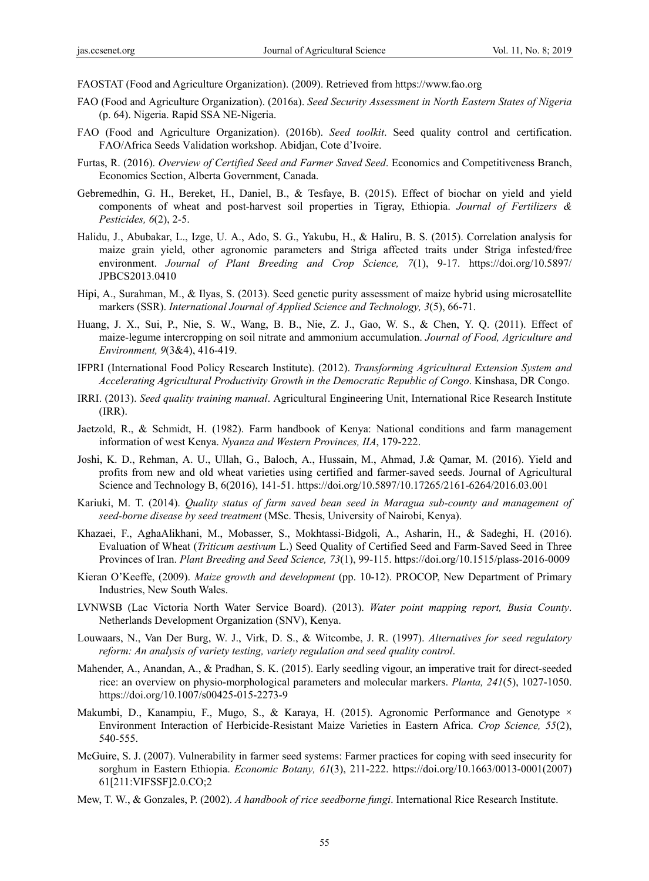FAOSTAT (Food and Agriculture Organization). (2009). Retrieved from https://www.fao.org

FAO (Food and Agriculture Organization). (2016a). *Seed Security Assessment in North Eastern States of Nigeria* (p. 64). Nigeria. Rapid SSA NE-Nigeria.

FAO (Food and Agriculture Organization). (2016b). *Seed toolkit*. Seed quality control and certification. FAO/Africa Seeds Validation workshop. Abidjan, Cote d'Ivoire.

Furtas, R. (2016). *Overview of Certified Seed and Farmer Saved Seed*. Economics and Competitiveness Branch, Economics Section, Alberta Government, Canada.

Gebremedhin, G. H., Bereket, H., Daniel, B., & Tesfaye, B. (2015). Effect of biochar on yield and yield components of wheat and post-harvest soil properties in Tigray, Ethiopia. *Journal of Fertilizers & Pesticides, 6*(2), 2-5.

Halidu, J., Abubakar, L., Izge, U. A., Ado, S. G., Yakubu, H., & Haliru, B. S. (2015). Correlation analysis for maize grain yield, other agronomic parameters and Striga affected traits under Striga infested/free environment. *Journal of Plant Breeding and Crop Science, 7*(1), 9-17. https://doi.org/10.5897/JPBCS2013.0410

Hipi, A., Surahman, M., & Ilyas, S. (2013). Seed genetic purity assessment of maize hybrid using microsatellite markers (SSR). *International Journal of Applied Science and Technology, 3*(5), 66-71.

Huang, J. X., Sui, P., Nie, S. W., Wang, B. B., Nie, Z. J., Gao, W. S., & Chen, Y. Q. (2011). Effect of maize-legume intercropping on soil nitrate and ammonium accumulation. *Journal of Food, Agriculture and Environment, 9*(3&4), 416-419.

IFPRI (International Food Policy Research Institute). (2012). *Transforming Agricultural Extension System and Accelerating Agricultural Productivity Growth in the Democratic Republic of Congo*. Kinshasa, DR Congo.

IRRI. (2013). *Seed quality training manual*. Agricultural Engineering Unit, International Rice Research Institute (IRR).

Jaetzold, R., & Schmidt, H. (1982). Farm handbook of Kenya: National conditions and farm management information of west Kenya. *Nyanza and Western Provinces, IIA*, 179-222.

Joshi, K. D., Rehman, A. U., Ullah, G., Baloch, A., Hussain, M., Ahmad, J.& Qamar, M. (2016). Yield and profits from new and old wheat varieties using certified and farmer-saved seeds. Journal of Agricultural Science and Technology B, 6(2016), 141-51. https://doi.org/10.5897/10.17265/2161-6264/2016.03.001

Kariuki, M. T. (2014). *Quality status of farm saved bean seed in Maragua sub-county and management of seed-borne disease by seed treatment* (MSc. Thesis, University of Nairobi, Kenya).

Khazaei, F., AghaAlikhani, M., Mobasser, S., Mokhtassi-Bidgoli, A., Asharin, H., & Sadeghi, H. (2016). Evaluation of Wheat (*Triticum aestivum* L.) Seed Quality of Certified Seed and Farm-Saved Seed in Three Provinces of Iran. *Plant Breeding and Seed Science, 73*(1), 99-115. https://doi.org/10.1515/plass-2016-0009

Kieran O'Keeffe, (2009). *Maize growth and development* (pp. 10-12). PROCOP, New Department of Primary Industries, New South Wales.

LVNWSB (Lac Victoria North Water Service Board). (2013). *Water point mapping report, Busia County*. Netherlands Development Organization (SNV), Kenya.

Louwaars, N., Van Der Burg, W. J., Virk, D. S., & Witcombe, J. R. (1997). *Alternatives for seed regulatory reform: An analysis of variety testing, variety regulation and seed quality control*.

Mahender, A., Anandan, A., & Pradhan, S. K. (2015). Early seedling vigour, an imperative trait for direct-seeded rice: an overview on physio-morphological parameters and molecular markers. *Planta, 241*(5), 1027-1050. https://doi.org/10.1007/s00425-015-2273-9

Makumbi, D., Kanampiu, F., Mugo, S., & Karaya, H. (2015). Agronomic Performance and Genotype × Environment Interaction of Herbicide-Resistant Maize Varieties in Eastern Africa. *Crop Science, 55*(2), 540-555.

McGuire, S. J. (2007). Vulnerability in farmer seed systems: Farmer practices for coping with seed insecurity for sorghum in Eastern Ethiopia. *Economic Botany, 61*(3), 211-222. https://doi.org/10.1663/0013-0001(2007)61[211:VIFSSF]2.0.CO;2

Mew, T. W., & Gonzales, P. (2002). *A handbook of rice seedborne fungi*. International Rice Research Institute.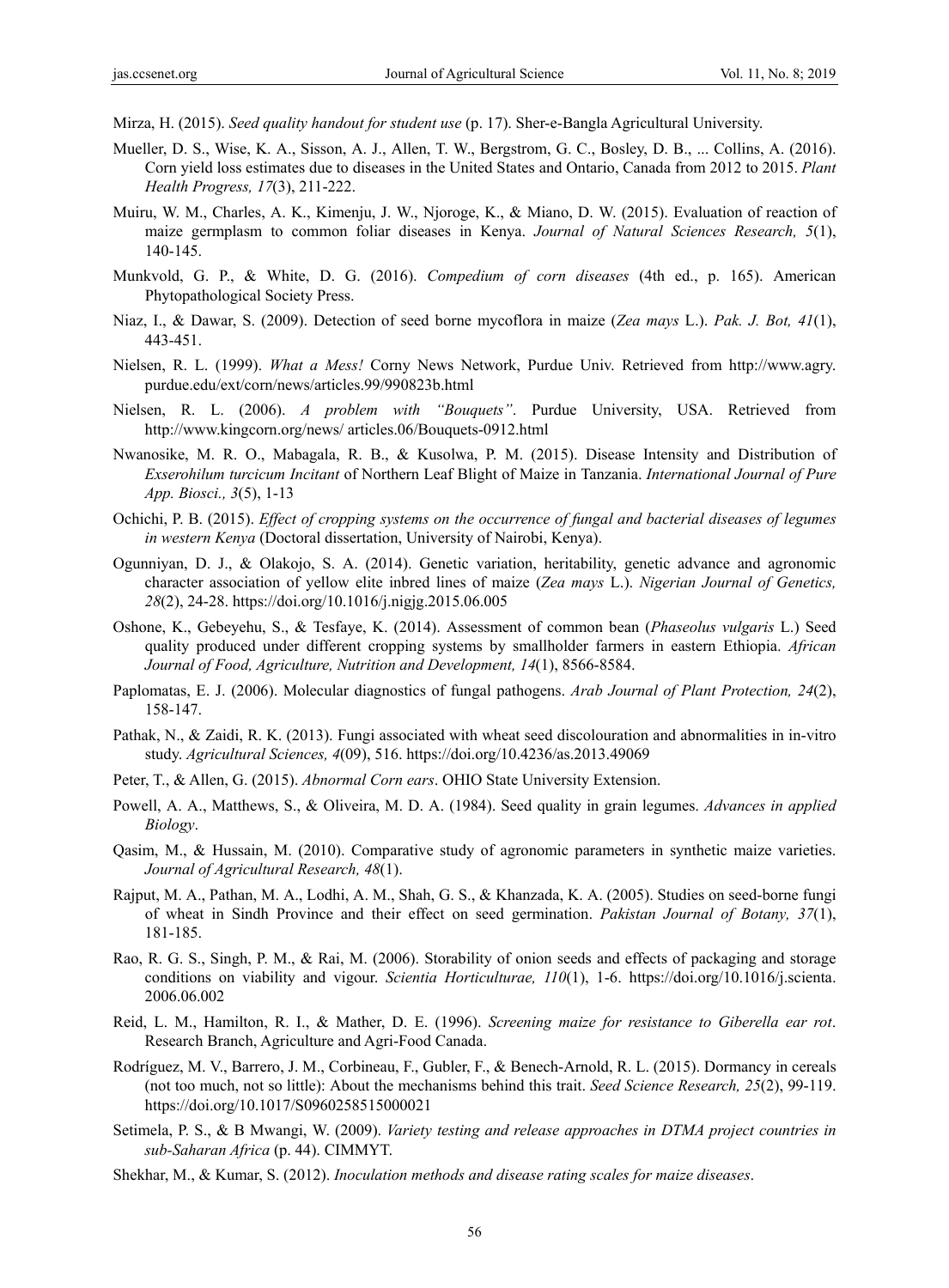Mirza, H. (2015). *Seed quality handout for student use* (p. 17). Sher-e-Bangla Agricultural University.

Mueller, D. S., Wise, K. A., Sisson, A. J., Allen, T. W., Bergstrom, G. C., Bosley, D. B., ... Collins, A. (2016). Corn yield loss estimates due to diseases in the United States and Ontario, Canada from 2012 to 2015. *Plant Health Progress, 17*(3), 211-222.

Muiru, W. M., Charles, A. K., Kimenju, J. W., Njoroge, K., & Miano, D. W. (2015). Evaluation of reaction of maize germplasm to common foliar diseases in Kenya. *Journal of Natural Sciences Research, 5*(1), 140-145.

Munkvold, G. P., & White, D. G. (2016). *Compedium of corn diseases* (4th ed., p. 165). American Phytopathological Society Press.

Niaz, I., & Dawar, S. (2009). Detection of seed borne mycoflora in maize (*Zea mays* L.). *Pak. J. Bot, 41*(1), 443-451.

Nielsen, R. L. (1999). *What a Mess!* Corny News Network, Purdue Univ. Retrieved from http://www.agry.purdue.edu/ext/corn/news/articles.99/990823b.html

Nielsen, R. L. (2006). *A problem with "Bouquets"*. Purdue University, USA. Retrieved from http://www.kingcorn.org/news/ articles.06/Bouquets-0912.html

Nwanosike, M. R. O., Mabagala, R. B., & Kusolwa, P. M. (2015). Disease Intensity and Distribution of *Exserohilum turcicum Incitant* of Northern Leaf Blight of Maize in Tanzania. *International Journal of Pure App. Biosci., 3*(5), 1-13

Ochichi, P. B. (2015). *Effect of cropping systems on the occurrence of fungal and bacterial diseases of legumes in western Kenya* (Doctoral dissertation, University of Nairobi, Kenya).

Ogunniyan, D. J., & Olakojo, S. A. (2014). Genetic variation, heritability, genetic advance and agronomic character association of yellow elite inbred lines of maize (*Zea mays* L.). *Nigerian Journal of Genetics, 28*(2), 24-28. https://doi.org/10.1016/j.nigjg.2015.06.005

Oshone, K., Gebeyehu, S., & Tesfaye, K. (2014). Assessment of common bean (*Phaseolus vulgaris* L.) Seed quality produced under different cropping systems by smallholder farmers in eastern Ethiopia. *African Journal of Food, Agriculture, Nutrition and Development, 14*(1), 8566-8584.

Paplomatas, E. J. (2006). Molecular diagnostics of fungal pathogens. *Arab Journal of Plant Protection, 24*(2), 158-147.

Pathak, N., & Zaidi, R. K. (2013). Fungi associated with wheat seed discolouration and abnormalities in in-vitro study. *Agricultural Sciences, 4*(09), 516. https://doi.org/10.4236/as.2013.49069

Peter, T., & Allen, G. (2015). *Abnormal Corn ears*. OHIO State University Extension.

Powell, A. A., Matthews, S., & Oliveira, M. D. A. (1984). Seed quality in grain legumes. *Advances in applied Biology*.

Qasim, M., & Hussain, M. (2010). Comparative study of agronomic parameters in synthetic maize varieties. *Journal of Agricultural Research, 48*(1).

Rajput, M. A., Pathan, M. A., Lodhi, A. M., Shah, G. S., & Khanzada, K. A. (2005). Studies on seed-borne fungi of wheat in Sindh Province and their effect on seed germination. *Pakistan Journal of Botany, 37*(1), 181-185.

Rao, R. G. S., Singh, P. M., & Rai, M. (2006). Storability of onion seeds and effects of packaging and storage conditions on viability and vigour. *Scientia Horticulturae, 110*(1), 1-6. https://doi.org/10.1016/j.scienta.2006.06.002

Reid, L. M., Hamilton, R. I., & Mather, D. E. (1996). *Screening maize for resistance to Giberella ear rot*. Research Branch, Agriculture and Agri-Food Canada.

Rodríguez, M. V., Barrero, J. M., Corbineau, F., Gubler, F., & Benech-Arnold, R. L. (2015). Dormancy in cereals (not too much, not so little): About the mechanisms behind this trait. *Seed Science Research, 25*(2), 99-119. https://doi.org/10.1017/S0960258515000021

Setimela, P. S., & B Mwangi, W. (2009). *Variety testing and release approaches in DTMA project countries in sub-Saharan Africa* (p. 44). CIMMYT.

Shekhar, M., & Kumar, S. (2012). *Inoculation methods and disease rating scales for maize diseases*.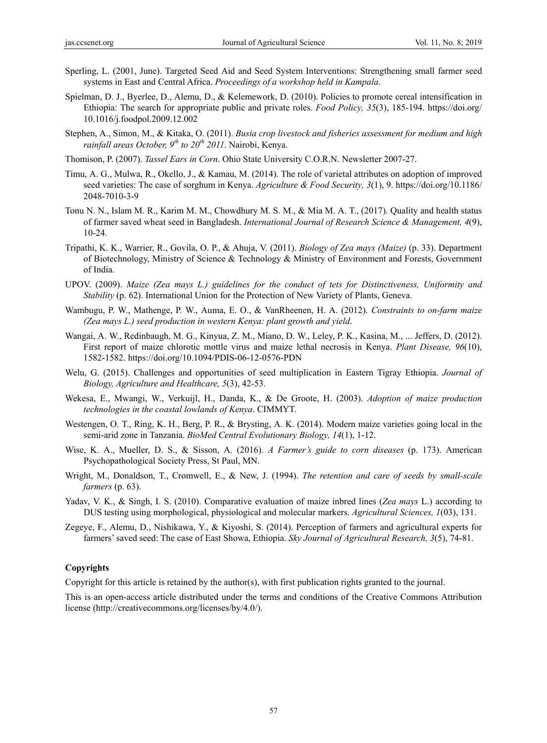Sperling, L. (2001, June). Targeted Seed Aid and Seed System Interventions: Strengthening small farmer seed systems in East and Central Africa. *Proceedings of a workshop held in Kampala*.

Spielman, D. J., Byerlee, D., Alemu, D., & Kelemework, D. (2010). Policies to promote cereal intensification in Ethiopia: The search for appropriate public and private roles. *Food Policy, 35*(3), 185-194. https://doi.org/10.1016/j.foodpol.2009.12.002

Stephen, A., Simon, M., & Kitaka, O. (2011). *Busia crop livestock and fisheries assessment for medium and high rainfall areas October, 9th to 20th 2011*. Nairobi, Kenya.

Thomison, P. (2007). *Tassel Ears in Corn*. Ohio State University C.O.R.N. Newsletter 2007-27.

Timu, A. G., Mulwa, R., Okello, J., & Kamau, M. (2014). The role of varietal attributes on adoption of improved seed varieties: The case of sorghum in Kenya. *Agriculture & Food Security, 3*(1), 9. https://doi.org/10.1186/2048-7010-3-9

Tonu N. N., Islam M. R., Karim M. M., Chowdhury M. S. M., & Mia M. A. T., (2017). Quality and health status of farmer saved wheat seed in Bangladesh. *International Journal of Research Science & Management, 4*(9), 10-24.

Tripathi, K. K., Warrier, R., Govila, O. P., & Ahuja, V. (2011). *Biology of Zea mays (Maize)* (p. 33). Department of Biotechnology, Ministry of Science & Technology & Ministry of Environment and Forests, Government of India.

UPOV. (2009). *Maize (Zea mays L.) guidelines for the conduct of tets for Distinctiveness, Uniformity and Stability* (p. 62). International Union for the Protection of New Variety of Plants, Geneva.

Wambugu, P. W., Mathenge, P. W., Auma, E. O., & VanRheenen, H. A. (2012). *Constraints to on-farm maize (Zea mays L.) seed production in western Kenya: plant growth and yield*.

Wangai, A. W., Redinbaugh, M. G., Kinyua, Z. M., Miano, D. W., Leley, P. K., Kasina, M., ... Jeffers, D. (2012). First report of maize chlorotic mottle virus and maize lethal necrosis in Kenya. *Plant Disease, 96*(10), 1582-1582. https://doi.org/10.1094/PDIS-06-12-0576-PDN

Welu, G. (2015). Challenges and opportunities of seed multiplication in Eastern Tigray Ethiopia. *Journal of Biology, Agriculture and Healthcare, 5*(3), 42-53.

Wekesa, E., Mwangi, W., Verkuijl, H., Danda, K., & De Groote, H. (2003). *Adoption of maize production technologies in the coastal lowlands of Kenya*. CIMMYT.

Westengen, O. T., Ring, K. H., Berg, P. R., & Brysting, A. K. (2014). Modern maize varieties going local in the semi-arid zone in Tanzania. *BioMed Central Evolutionary Biology, 14*(1), 1-12.

Wise, K. A., Mueller, D. S., & Sisson, A. (2016). *A Farmer's guide to corn diseases* (p. 173). American Psychopathological Society Press, St Paul, MN.

Wright, M., Donaldson, T., Cromwell, E., & New, J. (1994). *The retention and care of seeds by small-scale farmers* (p. 63).

Yadav, V. K., & Singh, I. S. (2010). Comparative evaluation of maize inbred lines (*Zea mays* L.) according to DUS testing using morphological, physiological and molecular markers. *Agricultural Sciences, 1*(03), 131.

Zegeye, F., Alemu, D., Nishikawa, Y., & Kiyoshi, S. (2014). Perception of farmers and agricultural experts for farmers' saved seed: The case of East Showa, Ethiopia. *Sky Journal of Agricultural Research, 3*(5), 74-81.

**Copyrights**

Copyright for this article is retained by the author(s), with first publication rights granted to the journal.

This is an open-access article distributed under the terms and conditions of the Creative Commons Attribution license (http://creativecommons.org/licenses/by/4.0/).